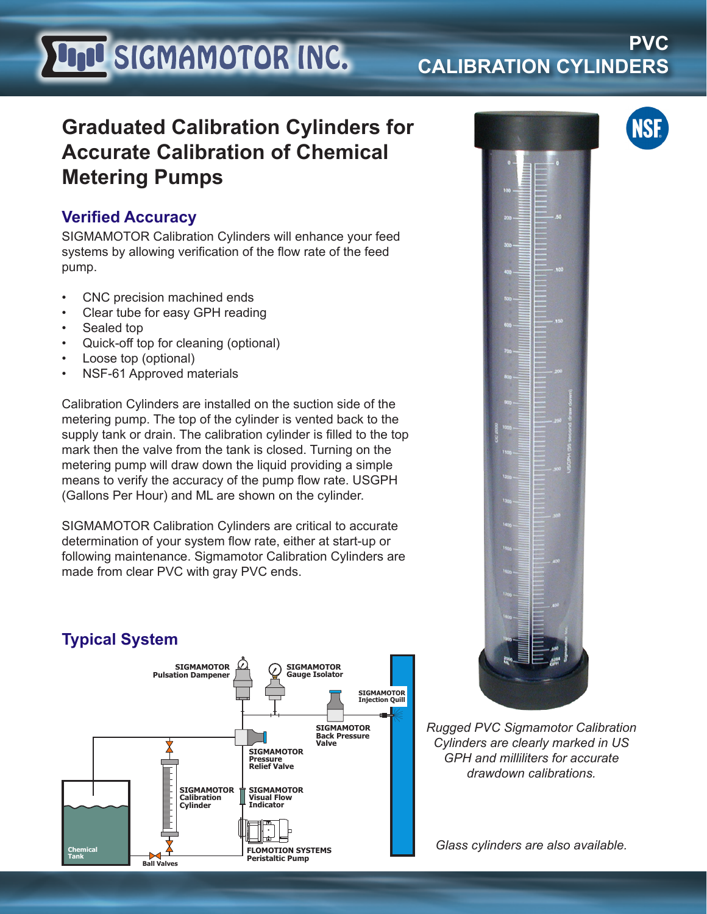# SIGMAMOTOR INC.

# PVC CALIBRATION CYLINDERS

## Graduated Calibration Cylinders for Accurate Calibration of Chemical Metering Pumps

### Verified Accuracy

SIGMAMOTOR Calibration Cylinders will enhance your feed systems by allowing verification of the flow rate of the feed pump.

- CNC precision machined ends
- Clear tube for easy GPH reading
- Sealed top
- Quick-off top for cleaning (optional)
- Loose top (optional)
- NSF-61 Approved materials

Calibration Cylinders are installed on the suction side of the metering pump. The top of the cylinder is vented back to the supply tank or drain. The calibration cylinder is filled to the top mark then the valve from the tank is closed. Turning on the metering pump will draw down the liquid providing a simple means to verify the accuracy of the pump flow rate. USGPH (Gallons Per Hour) and ML are shown on the cylinder.

SIGMAMOTOR Calibration Cylinders are critical to accurate determination of your system flow rate, either at start-up or following maintenance. Sigmamotor Calibration Cylinders are made from clear PVC with gray PVC ends.

### Typical System

SIGMAMOTOR Pulsation Dampener
SIGMAMOTOR Gauge Isolator
SIGMAMOTOR Injection Quill
SIGMAMOTOR Back Pressure Valve
SIGMAMOTOR Pressure Relief Valve
SIGMAMOTOR Calibration Cylinder
SIGMAMOTOR Visual Flow Indicator
FLOMOTION SYSTEMS Peristaltic Pump
Chemical Tank
Ball Valves

*Rugged PVC Sigmamotor Calibration Cylinders are clearly marked in US GPH and milliliters for accurate drawdown calibrations.*

*Glass cylinders are also available.*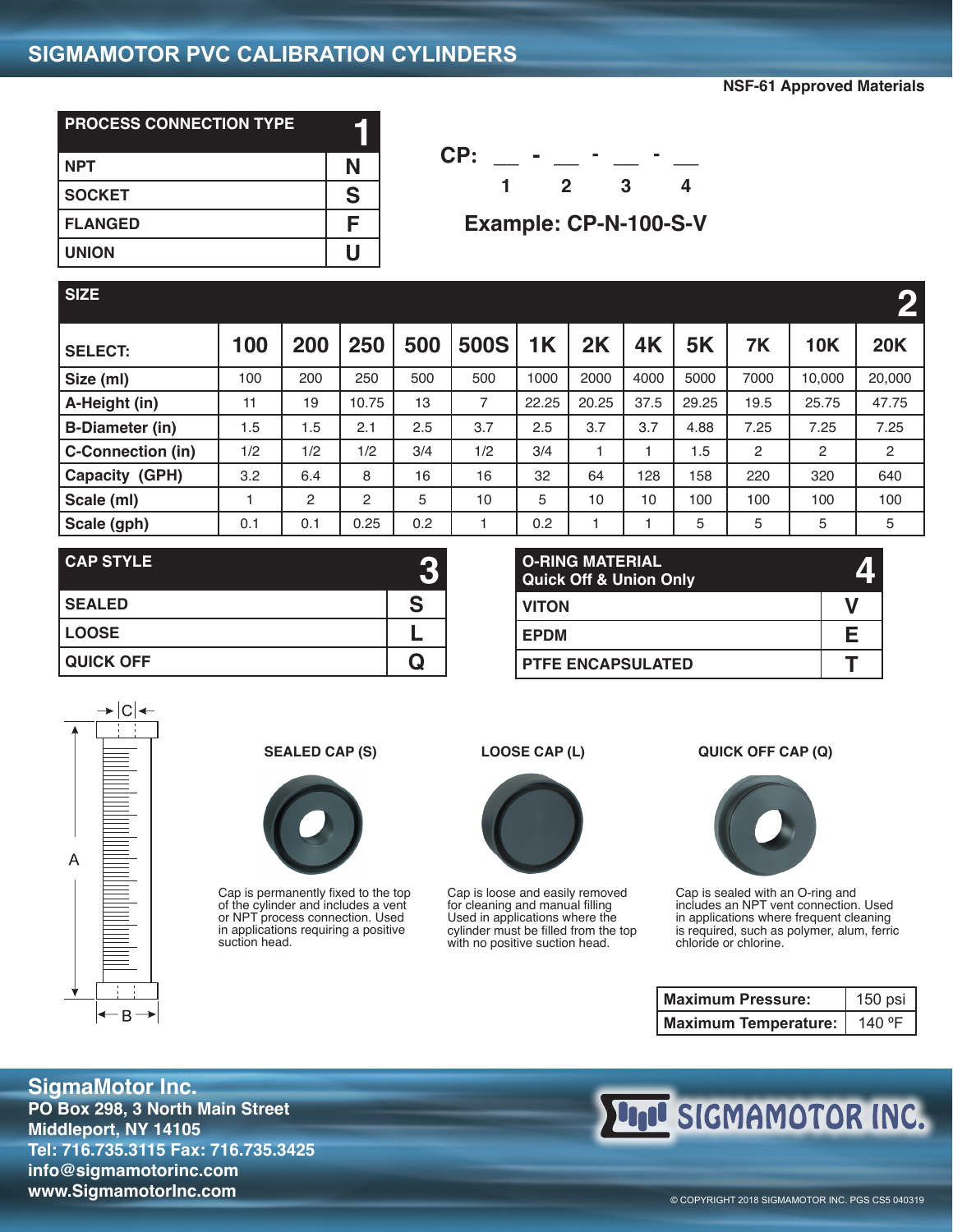# SIGMAMOTOR PVC CALIBRATION CYLINDERS

**NSF-61 Approved Materials**

| PROCESS CONNECTION TYPE | 1 |
|---|---|
| NPT | N |
| SOCKET | S |
| FLANGED | F |
| UNION | U |

CP: __ - __ - __ - __
1 2 3 4

**Example: CP-N-100-S-V**

## SIZE 2

| SELECT: | 100 | 200 | 250 | 500 | 500S | 1K | 2K | 4K | 5K | 7K | 10K | 20K |
|---|---|---|---|---|---|---|---|---|---|---|---|---|
| Size (ml) | 100 | 200 | 250 | 500 | 500 | 1000 | 2000 | 4000 | 5000 | 7000 | 10,000 | 20,000 |
| A-Height (in) | 11 | 19 | 10.75 | 13 | 7 | 22.25 | 20.25 | 37.5 | 29.25 | 19.5 | 25.75 | 47.75 |
| B-Diameter (in) | 1.5 | 1.5 | 2.1 | 2.5 | 3.7 | 2.5 | 3.7 | 3.7 | 4.88 | 7.25 | 7.25 | 7.25 |
| C-Connection (in) | 1/2 | 1/2 | 1/2 | 3/4 | 1/2 | 3/4 | 1 | 1 | 1.5 | 2 | 2 | 2 |
| Capacity (GPH) | 3.2 | 6.4 | 8 | 16 | 16 | 32 | 64 | 128 | 158 | 220 | 320 | 640 |
| Scale (ml) | 1 | 2 | 2 | 5 | 10 | 5 | 10 | 10 | 100 | 100 | 100 | 100 |
| Scale (gph) | 0.1 | 0.1 | 0.25 | 0.2 | 1 | 0.2 | 1 | 1 | 5 | 5 | 5 | 5 |

| CAP STYLE | 3 |
|---|---|
| SEALED | S |
| LOOSE | L |
| QUICK OFF | Q |

| O-RING MATERIAL Quick Off & Union Only | 4 |
|---|---|
| VITON | V |
| EPDM | E |
| PTFE ENCAPSULATED | T |

C
A
B

**SEALED CAP (S)**

Cap is permanently fixed to the top of the cylinder and includes a vent or NPT process connection. Used in applications requiring a positive suction head.

**LOOSE CAP (L)**

Cap is loose and easily removed for cleaning and manual filling Used in applications where the cylinder must be filled from the top with no positive suction head.

**QUICK OFF CAP (Q)**

Cap is sealed with an O-ring and includes an NPT vent connection. Used in applications where frequent cleaning is required, such as polymer, alum, ferric chloride or chlorine.

| | |
|---|---|
| **Maximum Pressure:** | 150 psi |
| **Maximum Temperature:** | 140 °F |

**SigmaMotor Inc.**
**PO Box 298, 3 North Main Street**
**Middleport, NY 14105**
**Tel: 716.735.3115 Fax: 716.735.3425**
**info@sigmamotorinc.com**
**www.SigmamotorInc.com**

SIGMAMOTOR INC.

© COPYRIGHT 2018 SIGMAMOTOR INC. PGS CS5 040319